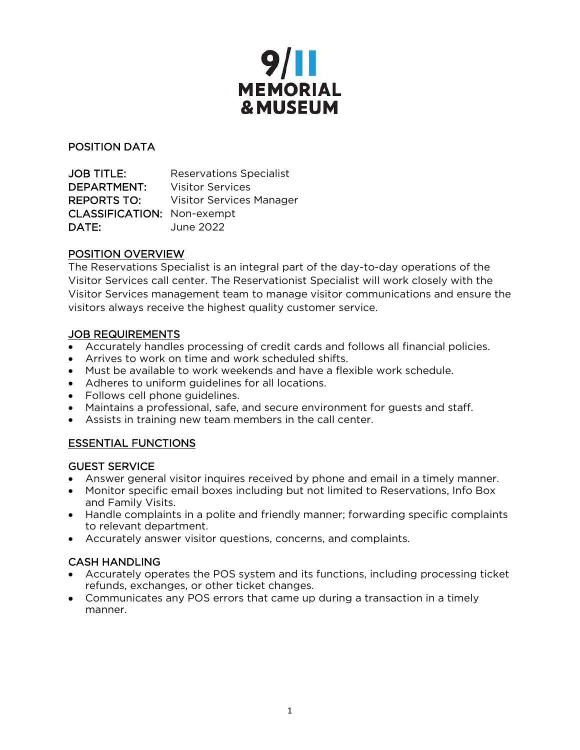# 9/11 MEMORIAL & MUSEUM

## POSITION DATA

**JOB TITLE:** Reservations Specialist
**DEPARTMENT:** Visitor Services
**REPORTS TO:** Visitor Services Manager
**CLASSIFICATION:** Non-exempt
**DATE:** June 2022

## POSITION OVERVIEW

The Reservations Specialist is an integral part of the day-to-day operations of the Visitor Services call center. The Reservationist Specialist will work closely with the Visitor Services management team to manage visitor communications and ensure the visitors always receive the highest quality customer service.

## JOB REQUIREMENTS

- Accurately handles processing of credit cards and follows all financial policies.
- Arrives to work on time and work scheduled shifts.
- Must be available to work weekends and have a flexible work schedule.
- Adheres to uniform guidelines for all locations.
- Follows cell phone guidelines.
- Maintains a professional, safe, and secure environment for guests and staff.
- Assists in training new team members in the call center.

## ESSENTIAL FUNCTIONS

### GUEST SERVICE

- Answer general visitor inquires received by phone and email in a timely manner.
- Monitor specific email boxes including but not limited to Reservations, Info Box and Family Visits.
- Handle complaints in a polite and friendly manner; forwarding specific complaints to relevant department.
- Accurately answer visitor questions, concerns, and complaints.

### CASH HANDLING

- Accurately operates the POS system and its functions, including processing ticket refunds, exchanges, or other ticket changes.
- Communicates any POS errors that came up during a transaction in a timely manner.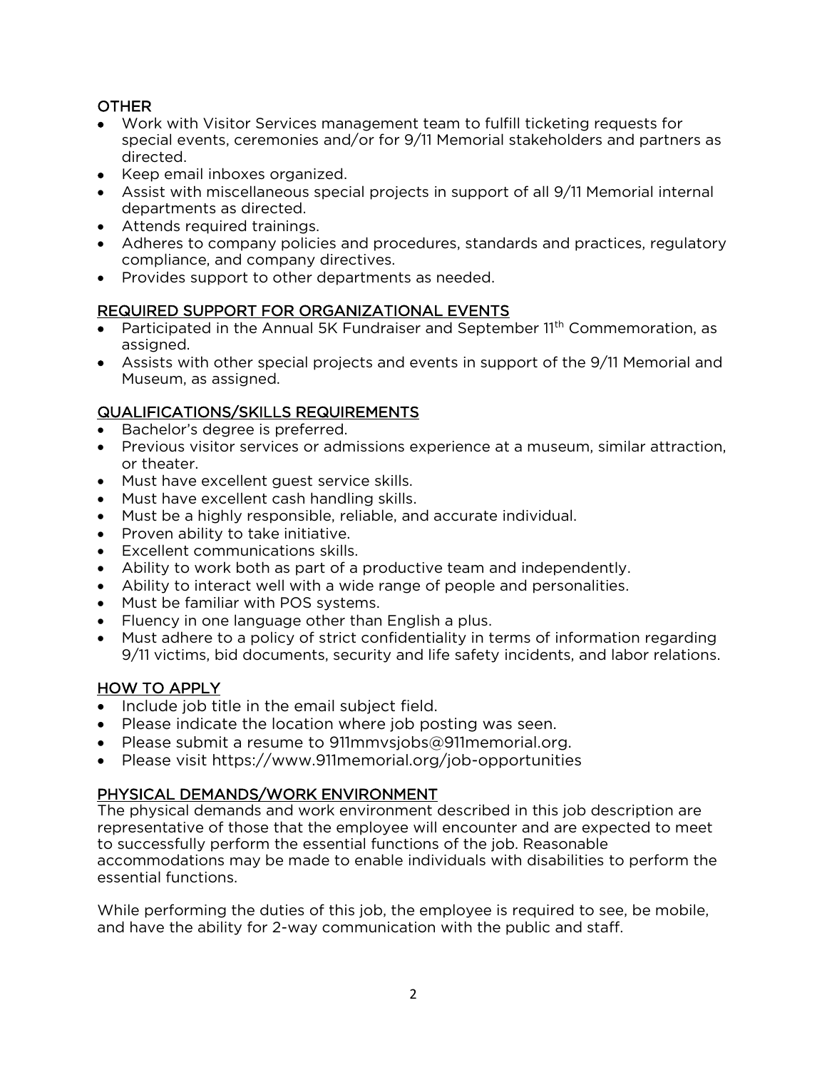## OTHER

- Work with Visitor Services management team to fulfill ticketing requests for special events, ceremonies and/or for 9/11 Memorial stakeholders and partners as directed.
- Keep email inboxes organized.
- Assist with miscellaneous special projects in support of all 9/11 Memorial internal departments as directed.
- Attends required trainings.
- Adheres to company policies and procedures, standards and practices, regulatory compliance, and company directives.
- Provides support to other departments as needed.

## REQUIRED SUPPORT FOR ORGANIZATIONAL EVENTS

- Participated in the Annual 5K Fundraiser and September 11th Commemoration, as assigned.
- Assists with other special projects and events in support of the 9/11 Memorial and Museum, as assigned.

## QUALIFICATIONS/SKILLS REQUIREMENTS

- Bachelor's degree is preferred.
- Previous visitor services or admissions experience at a museum, similar attraction, or theater.
- Must have excellent guest service skills.
- Must have excellent cash handling skills.
- Must be a highly responsible, reliable, and accurate individual.
- Proven ability to take initiative.
- Excellent communications skills.
- Ability to work both as part of a productive team and independently.
- Ability to interact well with a wide range of people and personalities.
- Must be familiar with POS systems.
- Fluency in one language other than English a plus.
- Must adhere to a policy of strict confidentiality in terms of information regarding 9/11 victims, bid documents, security and life safety incidents, and labor relations.

## HOW TO APPLY

- Include job title in the email subject field.
- Please indicate the location where job posting was seen.
- Please submit a resume to 911mmvsjobs@911memorial.org.
- Please visit https://www.911memorial.org/job-opportunities

## PHYSICAL DEMANDS/WORK ENVIRONMENT

The physical demands and work environment described in this job description are representative of those that the employee will encounter and are expected to meet to successfully perform the essential functions of the job. Reasonable accommodations may be made to enable individuals with disabilities to perform the essential functions.

While performing the duties of this job, the employee is required to see, be mobile, and have the ability for 2-way communication with the public and staff.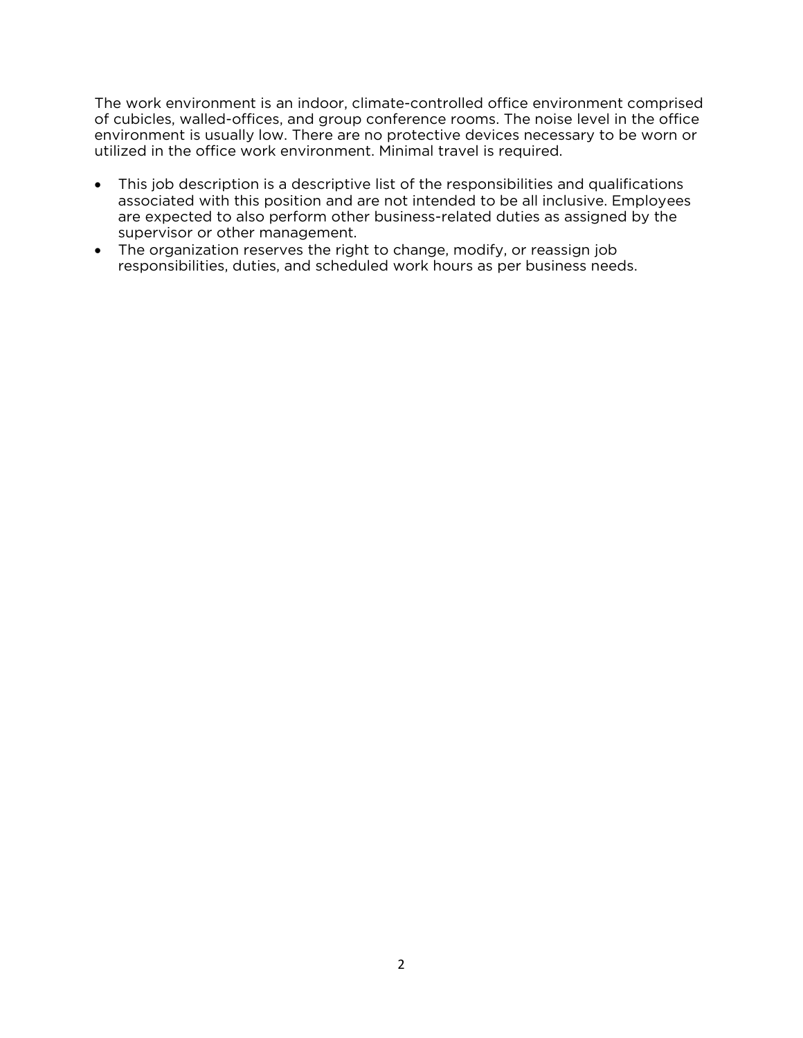The work environment is an indoor, climate-controlled office environment comprised of cubicles, walled-offices, and group conference rooms. The noise level in the office environment is usually low. There are no protective devices necessary to be worn or utilized in the office work environment. Minimal travel is required.

- This job description is a descriptive list of the responsibilities and qualifications associated with this position and are not intended to be all inclusive. Employees are expected to also perform other business-related duties as assigned by the supervisor or other management.
- The organization reserves the right to change, modify, or reassign job responsibilities, duties, and scheduled work hours as per business needs.